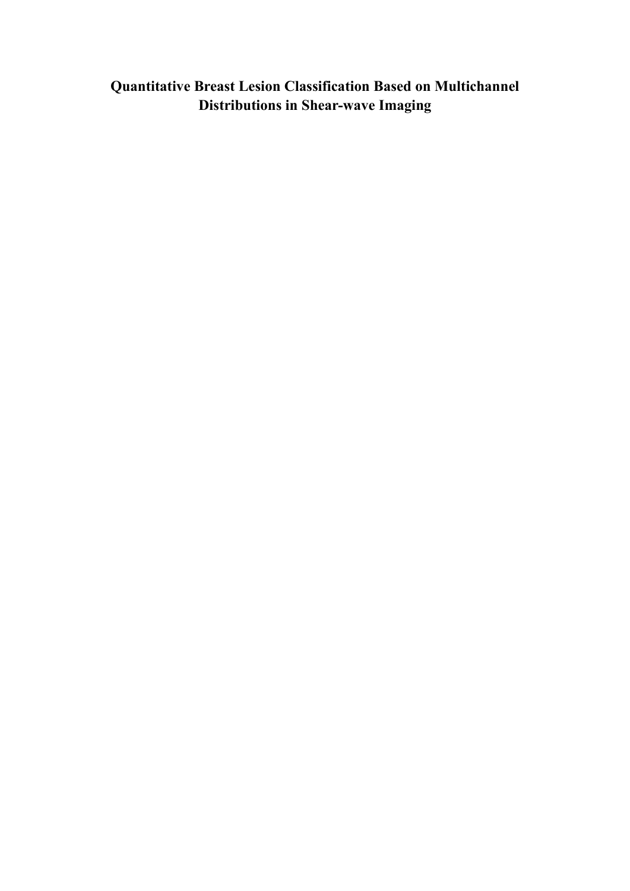# Quantitative Breast Lesion Classification Based on Multichannel Distributions in Shear-wave Imaging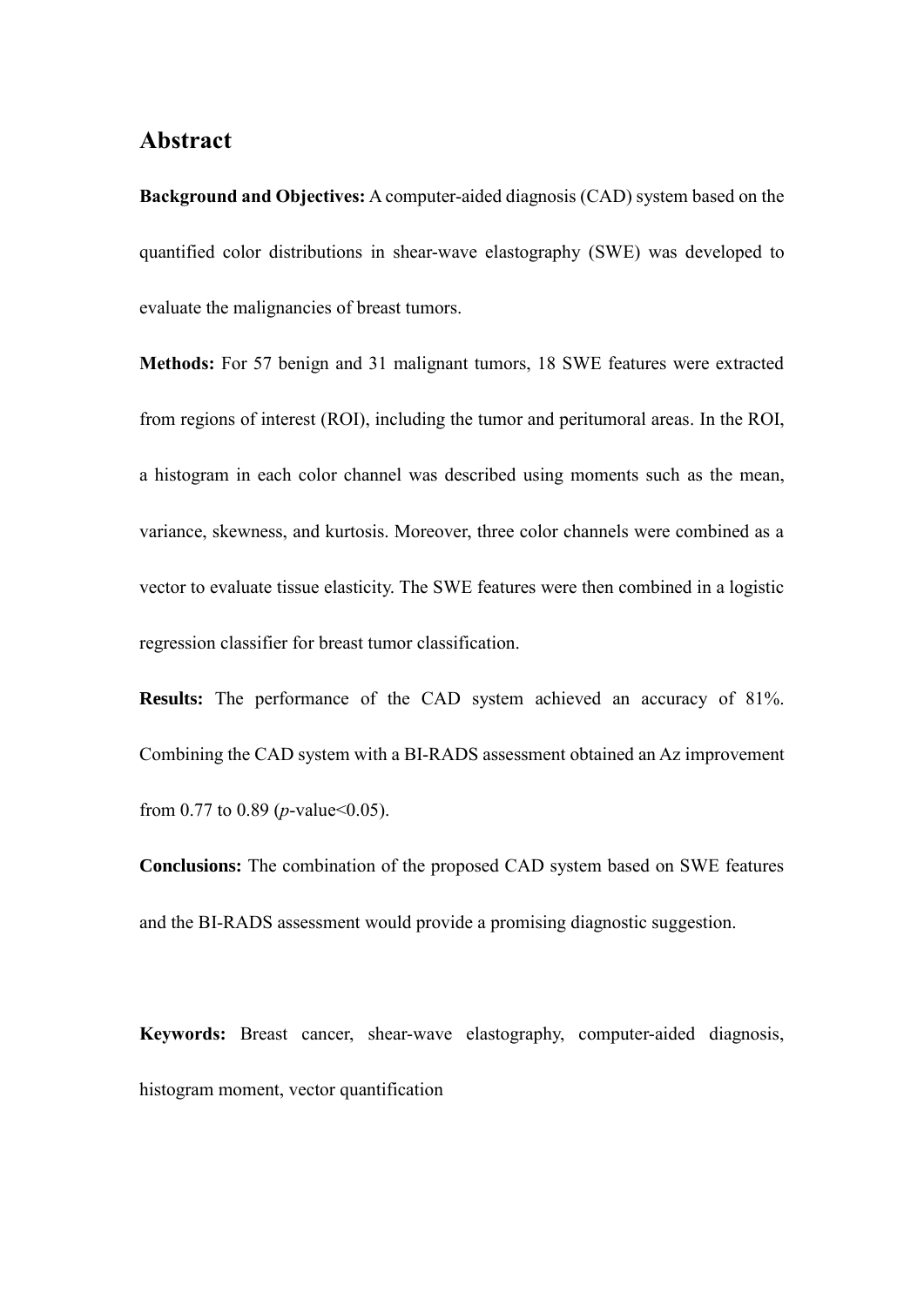## Abstract

**Background and Objectives:** A computer-aided diagnosis (CAD) system based on the quantified color distributions in shear-wave elastography (SWE) was developed to evaluate the malignancies of breast tumors.

**Methods:** For 57 benign and 31 malignant tumors, 18 SWE features were extracted from regions of interest (ROI), including the tumor and peritumoral areas. In the ROI, a histogram in each color channel was described using moments such as the mean, variance, skewness, and kurtosis. Moreover, three color channels were combined as a vector to evaluate tissue elasticity. The SWE features were then combined in a logistic regression classifier for breast tumor classification.

**Results:** The performance of the CAD system achieved an accuracy of 81%. Combining the CAD system with a BI-RADS assessment obtained an Az improvement from 0.77 to 0.89 ($p$-value<0.05).

**Conclusions:** The combination of the proposed CAD system based on SWE features and the BI-RADS assessment would provide a promising diagnostic suggestion.

**Keywords:** Breast cancer, shear-wave elastography, computer-aided diagnosis, histogram moment, vector quantification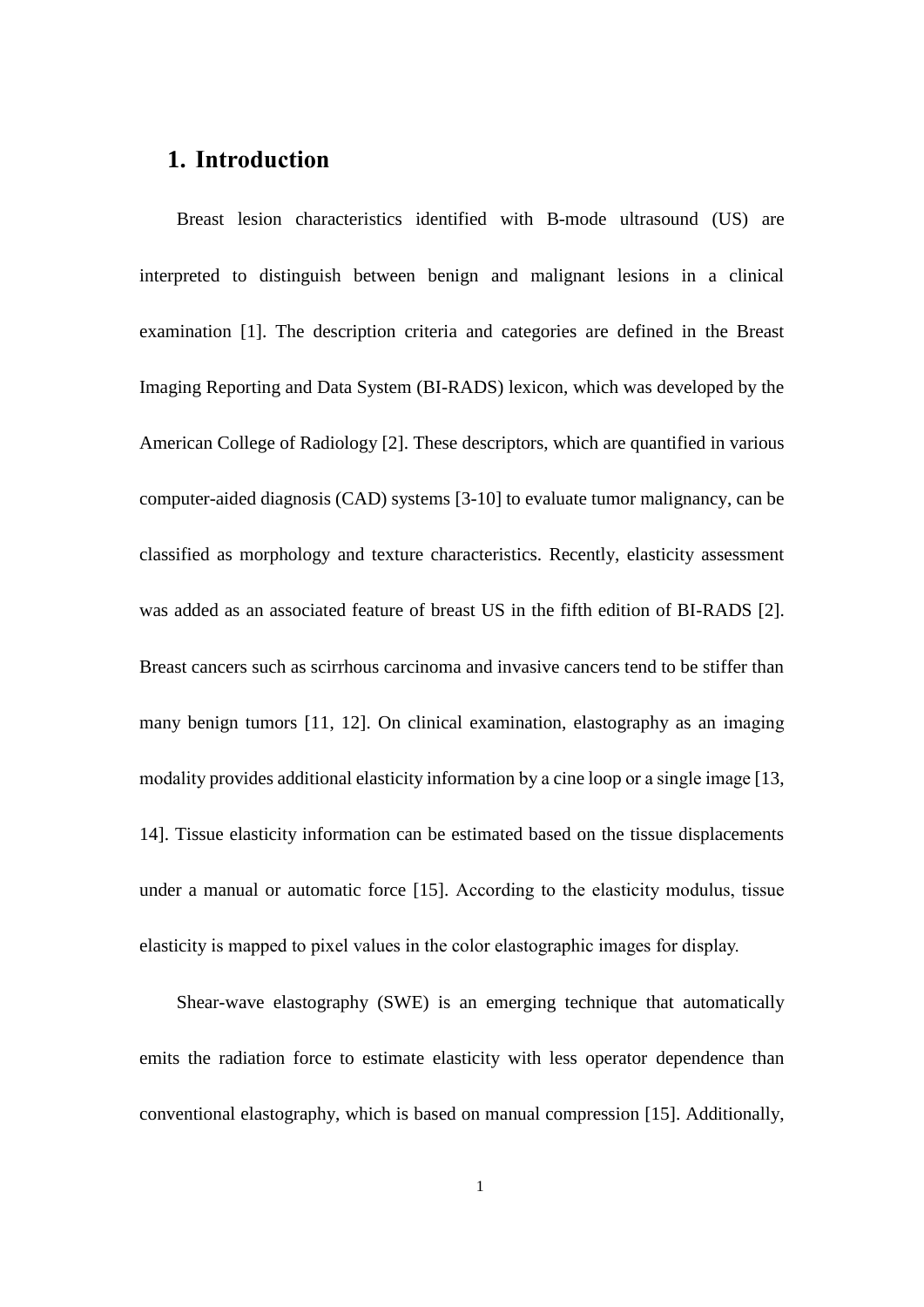# 1. Introduction

Breast lesion characteristics identified with B-mode ultrasound (US) are interpreted to distinguish between benign and malignant lesions in a clinical examination [1]. The description criteria and categories are defined in the Breast Imaging Reporting and Data System (BI-RADS) lexicon, which was developed by the American College of Radiology [2]. These descriptors, which are quantified in various computer-aided diagnosis (CAD) systems [3-10] to evaluate tumor malignancy, can be classified as morphology and texture characteristics. Recently, elasticity assessment was added as an associated feature of breast US in the fifth edition of BI-RADS [2]. Breast cancers such as scirrhous carcinoma and invasive cancers tend to be stiffer than many benign tumors [11, 12]. On clinical examination, elastography as an imaging modality provides additional elasticity information by a cine loop or a single image [13, 14]. Tissue elasticity information can be estimated based on the tissue displacements under a manual or automatic force [15]. According to the elasticity modulus, tissue elasticity is mapped to pixel values in the color elastographic images for display.

Shear-wave elastography (SWE) is an emerging technique that automatically emits the radiation force to estimate elasticity with less operator dependence than conventional elastography, which is based on manual compression [15]. Additionally,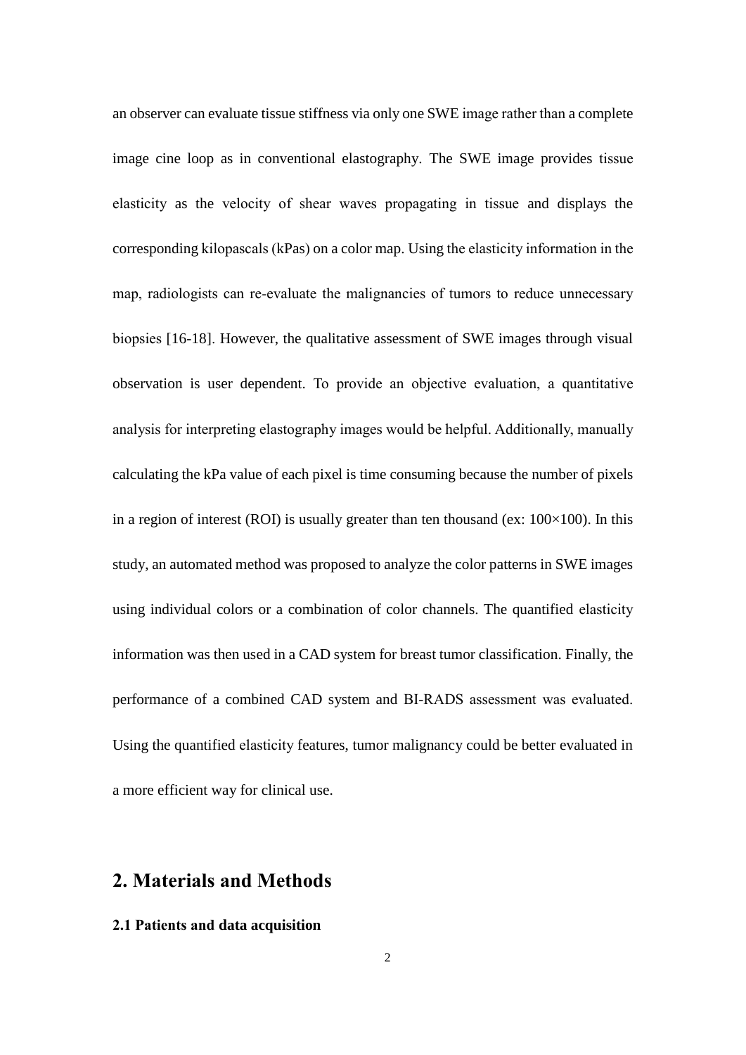an observer can evaluate tissue stiffness via only one SWE image rather than a complete image cine loop as in conventional elastography. The SWE image provides tissue elasticity as the velocity of shear waves propagating in tissue and displays the corresponding kilopascals (kPas) on a color map. Using the elasticity information in the map, radiologists can re-evaluate the malignancies of tumors to reduce unnecessary biopsies [16-18]. However, the qualitative assessment of SWE images through visual observation is user dependent. To provide an objective evaluation, a quantitative analysis for interpreting elastography images would be helpful. Additionally, manually calculating the kPa value of each pixel is time consuming because the number of pixels in a region of interest (ROI) is usually greater than ten thousand (ex: $100\times100$). In this study, an automated method was proposed to analyze the color patterns in SWE images using individual colors or a combination of color channels. The quantified elasticity information was then used in a CAD system for breast tumor classification. Finally, the performance of a combined CAD system and BI-RADS assessment was evaluated. Using the quantified elasticity features, tumor malignancy could be better evaluated in a more efficient way for clinical use.

# 2. Materials and Methods

### 2.1 Patients and data acquisition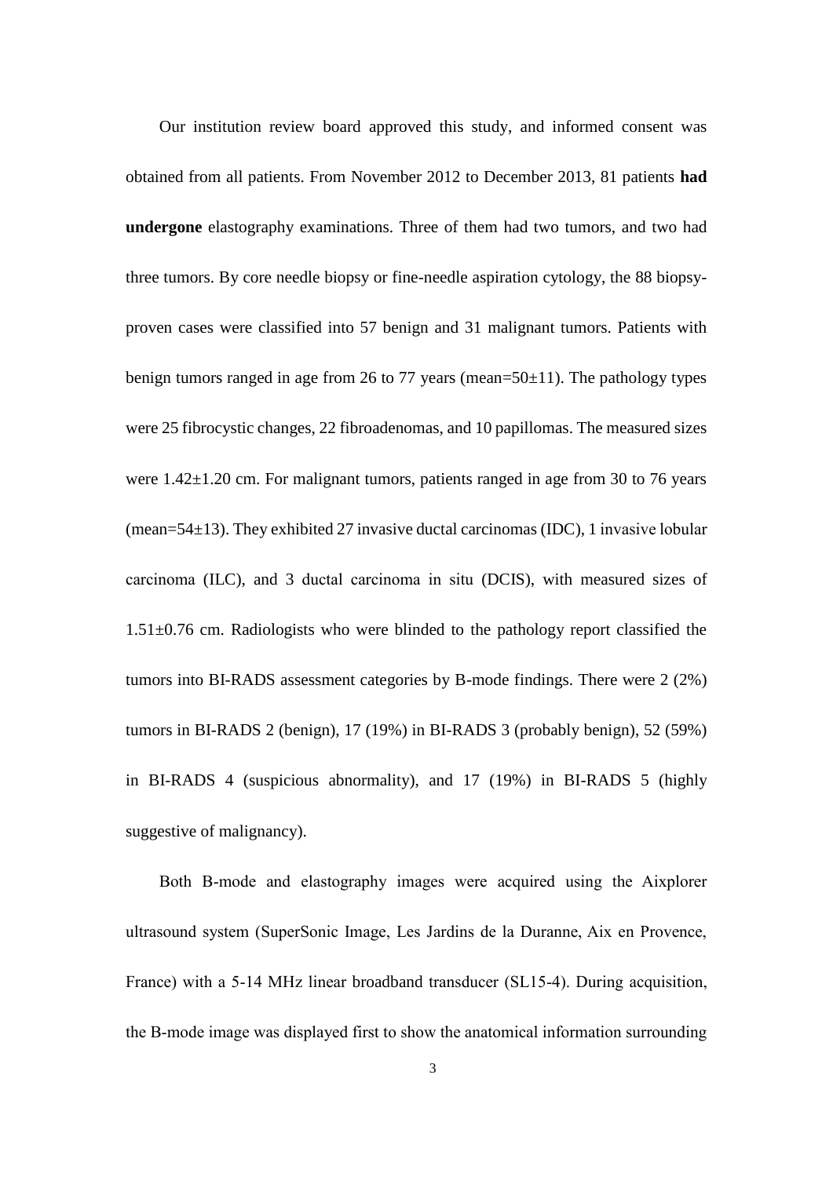Our institution review board approved this study, and informed consent was obtained from all patients. From November 2012 to December 2013, 81 patients **had undergone** elastography examinations. Three of them had two tumors, and two had three tumors. By core needle biopsy or fine-needle aspiration cytology, the 88 biopsy-proven cases were classified into 57 benign and 31 malignant tumors. Patients with benign tumors ranged in age from 26 to 77 years (mean=50±11). The pathology types were 25 fibrocystic changes, 22 fibroadenomas, and 10 papillomas. The measured sizes were 1.42±1.20 cm. For malignant tumors, patients ranged in age from 30 to 76 years (mean=54±13). They exhibited 27 invasive ductal carcinomas (IDC), 1 invasive lobular carcinoma (ILC), and 3 ductal carcinoma in situ (DCIS), with measured sizes of 1.51±0.76 cm. Radiologists who were blinded to the pathology report classified the tumors into BI-RADS assessment categories by B-mode findings. There were 2 (2%) tumors in BI-RADS 2 (benign), 17 (19%) in BI-RADS 3 (probably benign), 52 (59%) in BI-RADS 4 (suspicious abnormality), and 17 (19%) in BI-RADS 5 (highly suggestive of malignancy).

Both B-mode and elastography images were acquired using the Aixplorer ultrasound system (SuperSonic Image, Les Jardins de la Duranne, Aix en Provence, France) with a 5-14 MHz linear broadband transducer (SL15-4). During acquisition, the B-mode image was displayed first to show the anatomical information surrounding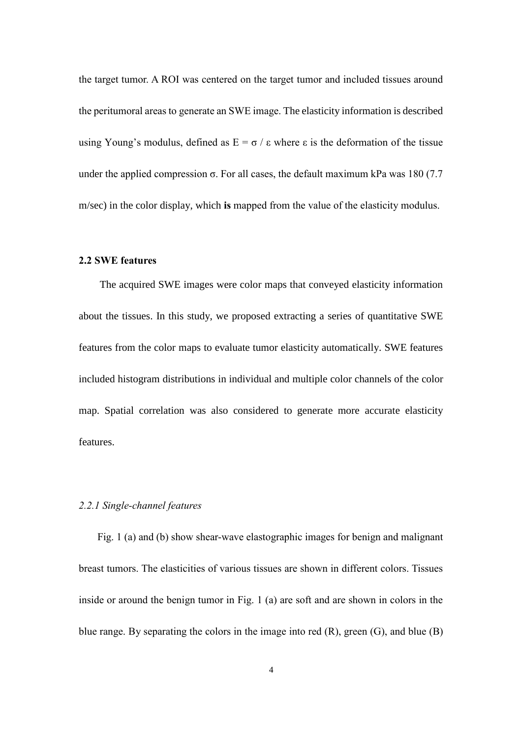the target tumor. A ROI was centered on the target tumor and included tissues around the peritumoral areas to generate an SWE image. The elasticity information is described using Young's modulus, defined as $E = \sigma / \varepsilon$ where $\varepsilon$ is the deformation of the tissue under the applied compression $\sigma$. For all cases, the default maximum kPa was 180 (7.7 m/sec) in the color display, which **is** mapped from the value of the elasticity modulus.

### 2.2 SWE features

The acquired SWE images were color maps that conveyed elasticity information about the tissues. In this study, we proposed extracting a series of quantitative SWE features from the color maps to evaluate tumor elasticity automatically. SWE features included histogram distributions in individual and multiple color channels of the color map. Spatial correlation was also considered to generate more accurate elasticity features.

#### *2.2.1 Single-channel features*

Fig. 1 (a) and (b) show shear-wave elastographic images for benign and malignant breast tumors. The elasticities of various tissues are shown in different colors. Tissues inside or around the benign tumor in Fig. 1 (a) are soft and are shown in colors in the blue range. By separating the colors in the image into red (R), green (G), and blue (B)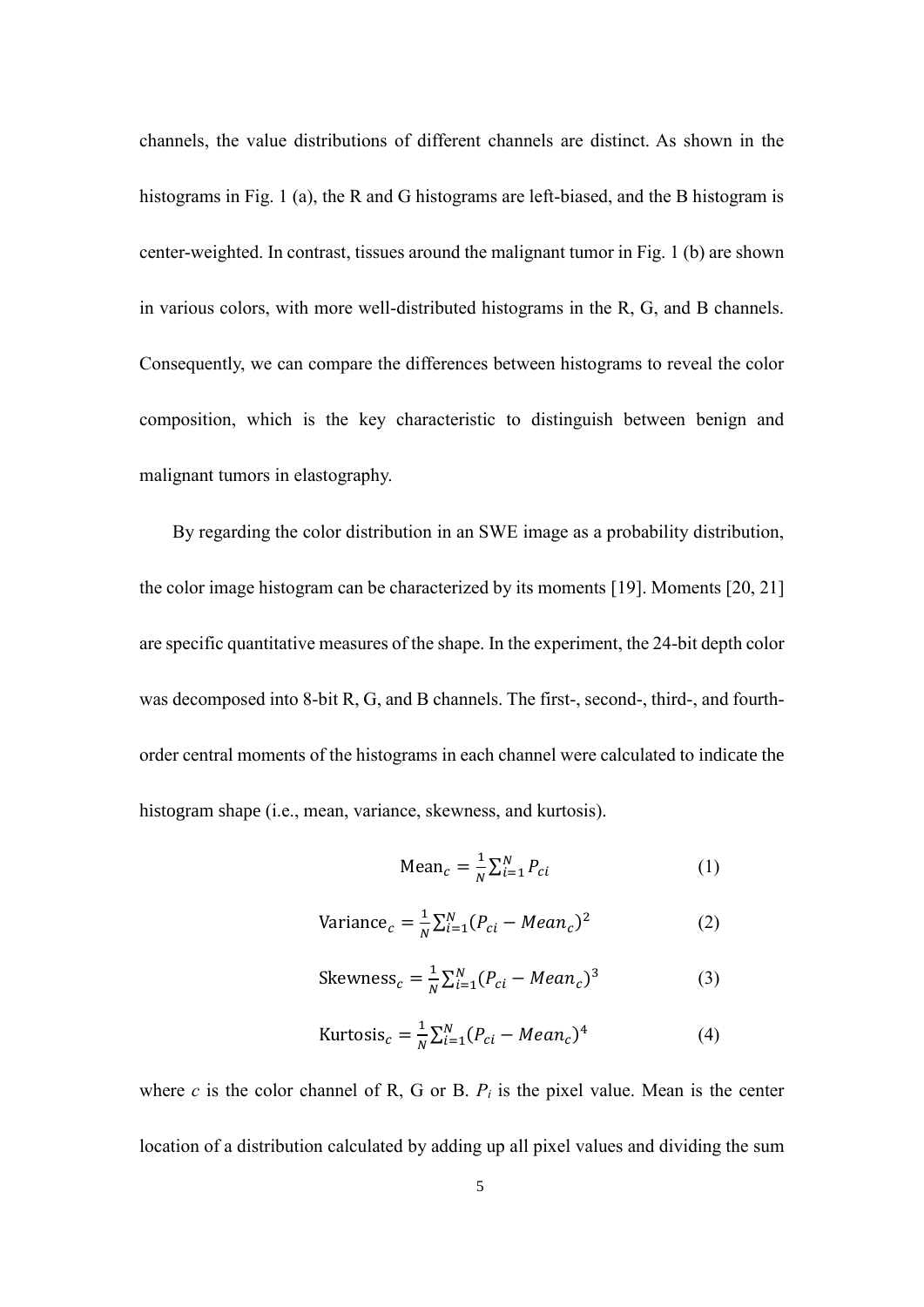channels, the value distributions of different channels are distinct. As shown in the histograms in Fig. 1 (a), the R and G histograms are left-biased, and the B histogram is center-weighted. In contrast, tissues around the malignant tumor in Fig. 1 (b) are shown in various colors, with more well-distributed histograms in the R, G, and B channels. Consequently, we can compare the differences between histograms to reveal the color composition, which is the key characteristic to distinguish between benign and malignant tumors in elastography.

By regarding the color distribution in an SWE image as a probability distribution, the color image histogram can be characterized by its moments [19]. Moments [20, 21] are specific quantitative measures of the shape. In the experiment, the 24-bit depth color was decomposed into 8-bit R, G, and B channels. The first-, second-, third-, and fourth-order central moments of the histograms in each channel were calculated to indicate the histogram shape (i.e., mean, variance, skewness, and kurtosis).

$$\text{Mean}_c = \frac{1}{N}\sum_{i=1}^{N} P_{ci} \tag{1}$$

$$\text{Variance}_c = \frac{1}{N}\sum_{i=1}^{N} (P_{ci} - Mean_c)^2 \tag{2}$$

$$\text{Skewness}_c = \frac{1}{N}\sum_{i=1}^{N} (P_{ci} - Mean_c)^3 \tag{3}$$

$$\text{Kurtosis}_c = \frac{1}{N}\sum_{i=1}^{N} (P_{ci} - Mean_c)^4 \tag{4}$$

where $c$ is the color channel of R, G or B. $P_i$ is the pixel value. Mean is the center location of a distribution calculated by adding up all pixel values and dividing the sum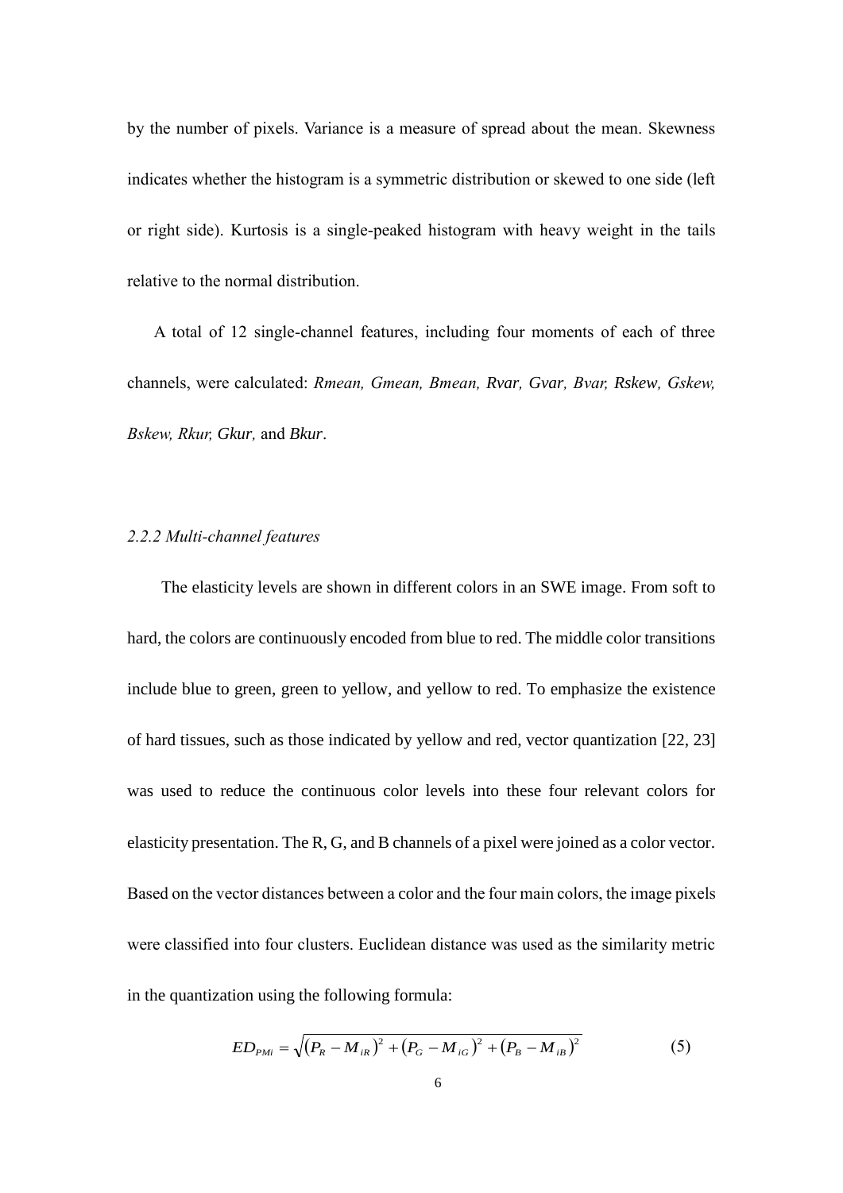by the number of pixels. Variance is a measure of spread about the mean. Skewness indicates whether the histogram is a symmetric distribution or skewed to one side (left or right side). Kurtosis is a single-peaked histogram with heavy weight in the tails relative to the normal distribution.

A total of 12 single-channel features, including four moments of each of three channels, were calculated: *Rmean, Gmean, Bmean, Rvar, Gvar, Bvar, Rskew, Gskew, Bskew, Rkur, Gkur,* and *Bkur*.

### *2.2.2 Multi-channel features*

The elasticity levels are shown in different colors in an SWE image. From soft to hard, the colors are continuously encoded from blue to red. The middle color transitions include blue to green, green to yellow, and yellow to red. To emphasize the existence of hard tissues, such as those indicated by yellow and red, vector quantization [22, 23] was used to reduce the continuous color levels into these four relevant colors for elasticity presentation. The R, G, and B channels of a pixel were joined as a color vector. Based on the vector distances between a color and the four main colors, the image pixels were classified into four clusters. Euclidean distance was used as the similarity metric in the quantization using the following formula:

$$ED_{PMi} = \sqrt{(P_R - M_{iR})^2 + (P_G - M_{iG})^2 + (P_B - M_{iB})^2} \tag{5}$$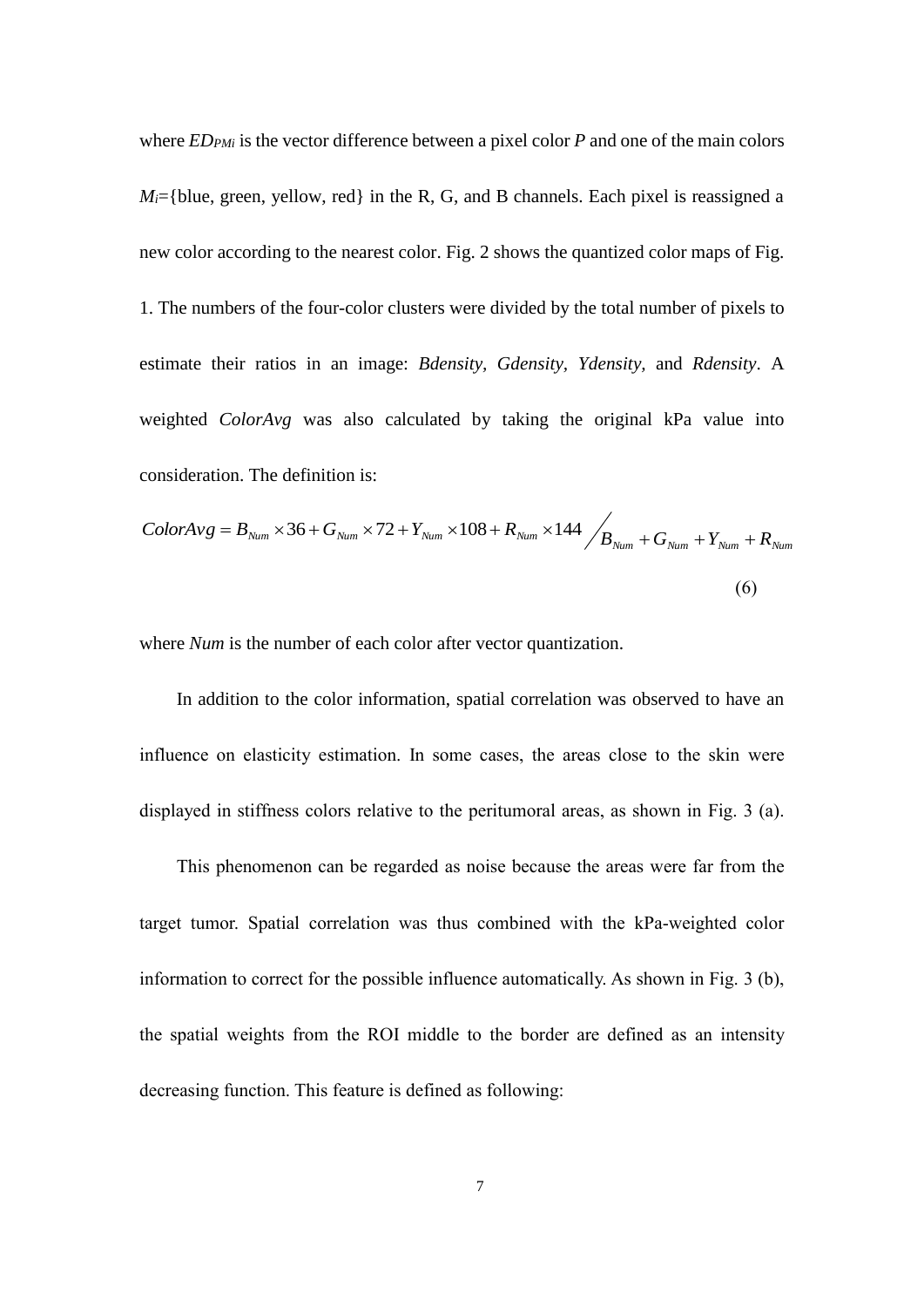where $ED_{PMi}$ is the vector difference between a pixel color $P$ and one of the main colors $M_i$={blue, green, yellow, red} in the R, G, and B channels. Each pixel is reassigned a new color according to the nearest color. Fig. 2 shows the quantized color maps of Fig. 1. The numbers of the four-color clusters were divided by the total number of pixels to estimate their ratios in an image: *Bdensity*, *Gdensity*, *Ydensity*, and *Rdensity*. A weighted *ColorAvg* was also calculated by taking the original kPa value into consideration. The definition is:

$$ColorAvg = B_{Num} \times 36 + G_{Num} \times 72 + Y_{Num} \times 108 + R_{Num} \times 144 \Big/ B_{Num} + G_{Num} + Y_{Num} + R_{Num} \tag{6}$$

where *Num* is the number of each color after vector quantization.

In addition to the color information, spatial correlation was observed to have an influence on elasticity estimation. In some cases, the areas close to the skin were displayed in stiffness colors relative to the peritumoral areas, as shown in Fig. 3 (a).

This phenomenon can be regarded as noise because the areas were far from the target tumor. Spatial correlation was thus combined with the kPa-weighted color information to correct for the possible influence automatically. As shown in Fig. 3 (b), the spatial weights from the ROI middle to the border are defined as an intensity decreasing function. This feature is defined as following: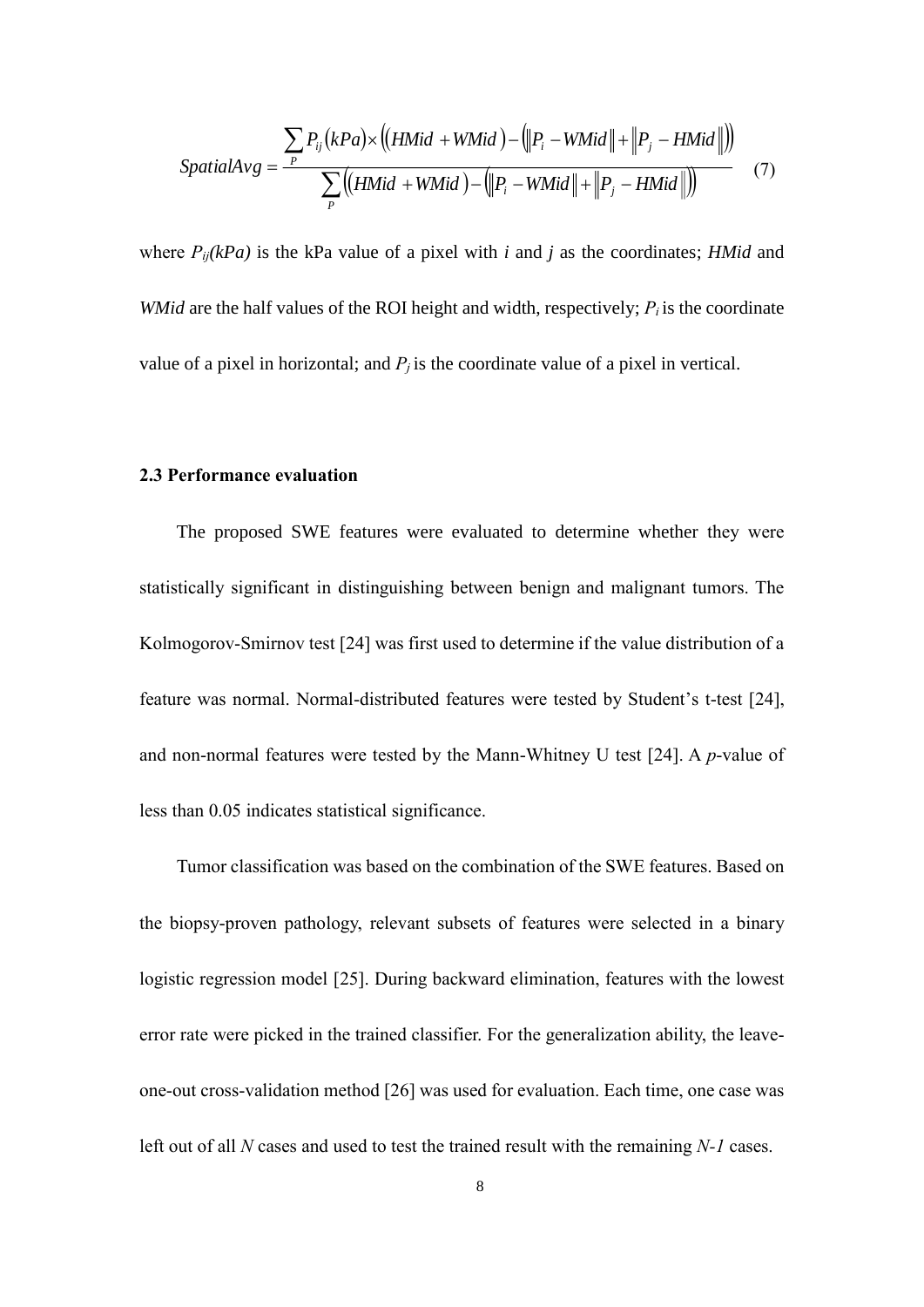$$SpatialAvg = \frac{\sum_{P} P_{ij}(kPa) \times \left( (HMid + WMid) - \left( \|P_i - WMid\| + \|P_j - HMid\| \right) \right)}{\sum_{P} \left( (HMid + WMid) - \left( \|P_i - WMid\| + \|P_j - HMid\| \right) \right)} \quad (7)$$

where $P_{ij}(kPa)$ is the kPa value of a pixel with $i$ and $j$ as the coordinates; *HMid* and *WMid* are the half values of the ROI height and width, respectively; $P_i$ is the coordinate value of a pixel in horizontal; and $P_j$ is the coordinate value of a pixel in vertical.

### 2.3 Performance evaluation

The proposed SWE features were evaluated to determine whether they were statistically significant in distinguishing between benign and malignant tumors. The Kolmogorov-Smirnov test [24] was first used to determine if the value distribution of a feature was normal. Normal-distributed features were tested by Student's t-test [24], and non-normal features were tested by the Mann-Whitney U test [24]. A *p*-value of less than 0.05 indicates statistical significance.

Tumor classification was based on the combination of the SWE features. Based on the biopsy-proven pathology, relevant subsets of features were selected in a binary logistic regression model [25]. During backward elimination, features with the lowest error rate were picked in the trained classifier. For the generalization ability, the leave-one-out cross-validation method [26] was used for evaluation. Each time, one case was left out of all *N* cases and used to test the trained result with the remaining *N-1* cases.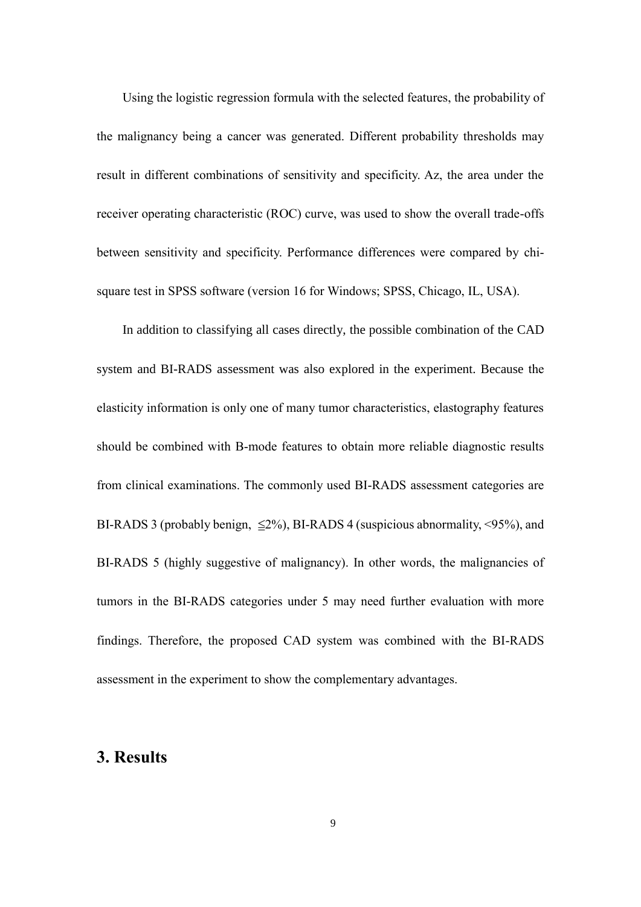Using the logistic regression formula with the selected features, the probability of the malignancy being a cancer was generated. Different probability thresholds may result in different combinations of sensitivity and specificity. Az, the area under the receiver operating characteristic (ROC) curve, was used to show the overall trade-offs between sensitivity and specificity. Performance differences were compared by chi-square test in SPSS software (version 16 for Windows; SPSS, Chicago, IL, USA).

In addition to classifying all cases directly, the possible combination of the CAD system and BI-RADS assessment was also explored in the experiment. Because the elasticity information is only one of many tumor characteristics, elastography features should be combined with B-mode features to obtain more reliable diagnostic results from clinical examinations. The commonly used BI-RADS assessment categories are BI-RADS 3 (probably benign, ≦2%), BI-RADS 4 (suspicious abnormality, <95%), and BI-RADS 5 (highly suggestive of malignancy). In other words, the malignancies of tumors in the BI-RADS categories under 5 may need further evaluation with more findings. Therefore, the proposed CAD system was combined with the BI-RADS assessment in the experiment to show the complementary advantages.

## 3. Results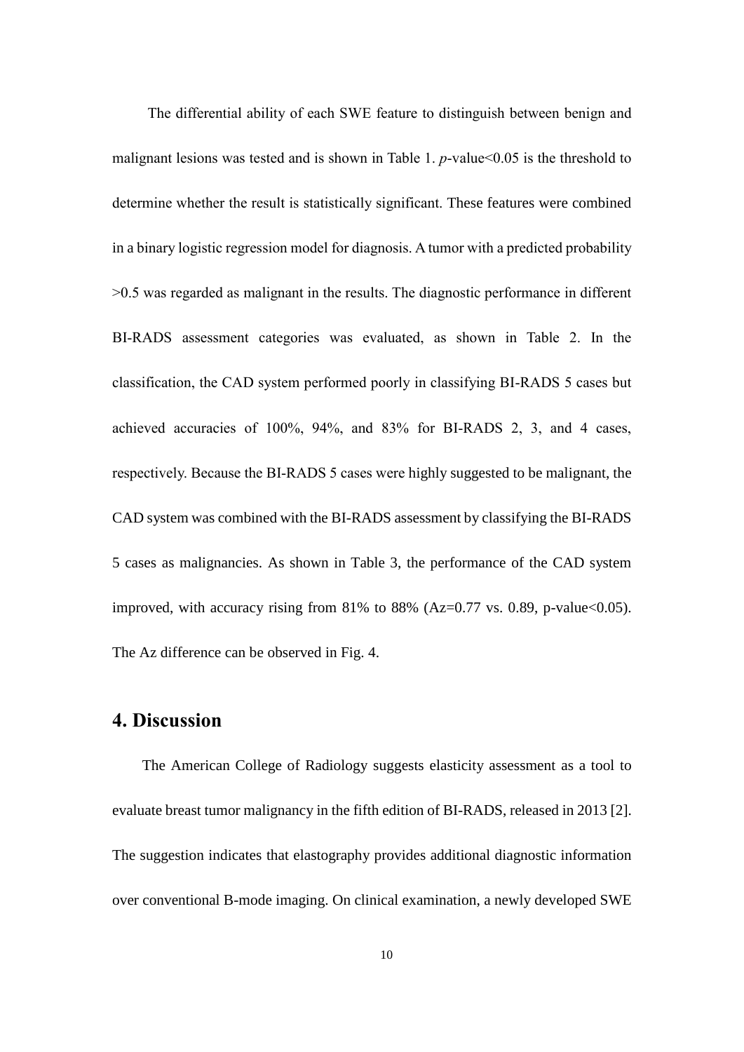The differential ability of each SWE feature to distinguish between benign and malignant lesions was tested and is shown in Table 1. *p*-value<0.05 is the threshold to determine whether the result is statistically significant. These features were combined in a binary logistic regression model for diagnosis. A tumor with a predicted probability >0.5 was regarded as malignant in the results. The diagnostic performance in different BI-RADS assessment categories was evaluated, as shown in Table 2. In the classification, the CAD system performed poorly in classifying BI-RADS 5 cases but achieved accuracies of 100%, 94%, and 83% for BI-RADS 2, 3, and 4 cases, respectively. Because the BI-RADS 5 cases were highly suggested to be malignant, the CAD system was combined with the BI-RADS assessment by classifying the BI-RADS 5 cases as malignancies. As shown in Table 3, the performance of the CAD system improved, with accuracy rising from 81% to 88% (Az=0.77 vs. 0.89, p-value<0.05). The Az difference can be observed in Fig. 4.

## 4. Discussion

The American College of Radiology suggests elasticity assessment as a tool to evaluate breast tumor malignancy in the fifth edition of BI-RADS, released in 2013 [2]. The suggestion indicates that elastography provides additional diagnostic information over conventional B-mode imaging. On clinical examination, a newly developed SWE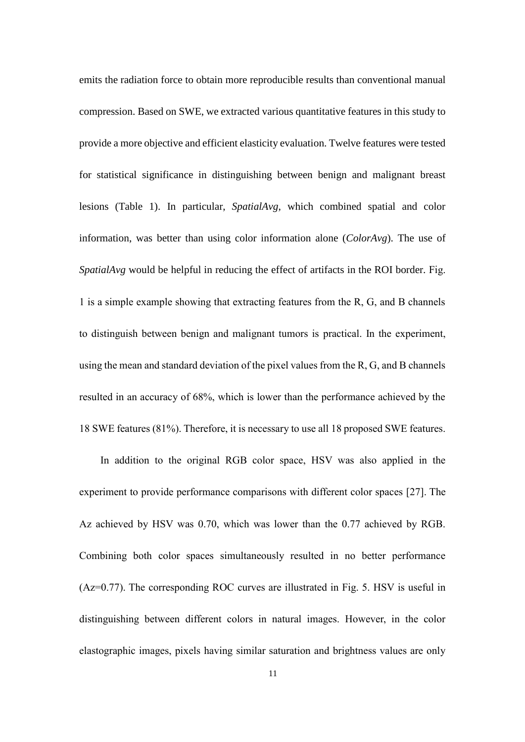emits the radiation force to obtain more reproducible results than conventional manual compression. Based on SWE, we extracted various quantitative features in this study to provide a more objective and efficient elasticity evaluation. Twelve features were tested for statistical significance in distinguishing between benign and malignant breast lesions (Table 1). In particular, *SpatialAvg*, which combined spatial and color information, was better than using color information alone (*ColorAvg*). The use of *SpatialAvg* would be helpful in reducing the effect of artifacts in the ROI border. Fig. 1 is a simple example showing that extracting features from the R, G, and B channels to distinguish between benign and malignant tumors is practical. In the experiment, using the mean and standard deviation of the pixel values from the R, G, and B channels resulted in an accuracy of 68%, which is lower than the performance achieved by the 18 SWE features (81%). Therefore, it is necessary to use all 18 proposed SWE features.

In addition to the original RGB color space, HSV was also applied in the experiment to provide performance comparisons with different color spaces [27]. The Az achieved by HSV was 0.70, which was lower than the 0.77 achieved by RGB. Combining both color spaces simultaneously resulted in no better performance (Az=0.77). The corresponding ROC curves are illustrated in Fig. 5. HSV is useful in distinguishing between different colors in natural images. However, in the color elastographic images, pixels having similar saturation and brightness values are only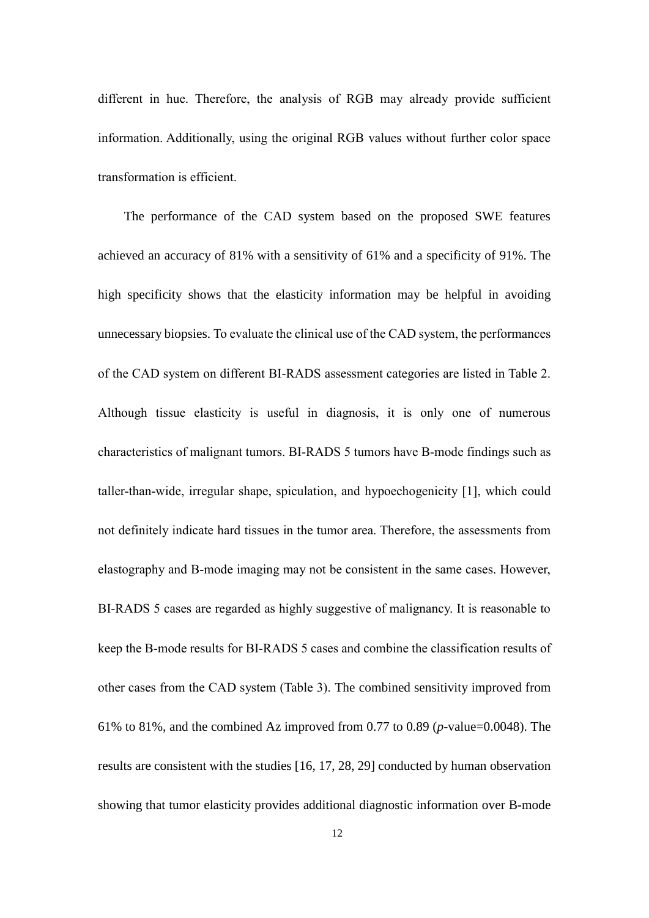different in hue. Therefore, the analysis of RGB may already provide sufficient information. Additionally, using the original RGB values without further color space transformation is efficient.

The performance of the CAD system based on the proposed SWE features achieved an accuracy of 81% with a sensitivity of 61% and a specificity of 91%. The high specificity shows that the elasticity information may be helpful in avoiding unnecessary biopsies. To evaluate the clinical use of the CAD system, the performances of the CAD system on different BI-RADS assessment categories are listed in Table 2. Although tissue elasticity is useful in diagnosis, it is only one of numerous characteristics of malignant tumors. BI-RADS 5 tumors have B-mode findings such as taller-than-wide, irregular shape, spiculation, and hypoechogenicity [1], which could not definitely indicate hard tissues in the tumor area. Therefore, the assessments from elastography and B-mode imaging may not be consistent in the same cases. However, BI-RADS 5 cases are regarded as highly suggestive of malignancy. It is reasonable to keep the B-mode results for BI-RADS 5 cases and combine the classification results of other cases from the CAD system (Table 3). The combined sensitivity improved from 61% to 81%, and the combined Az improved from 0.77 to 0.89 ($p$-value=0.0048). The results are consistent with the studies [16, 17, 28, 29] conducted by human observation showing that tumor elasticity provides additional diagnostic information over B-mode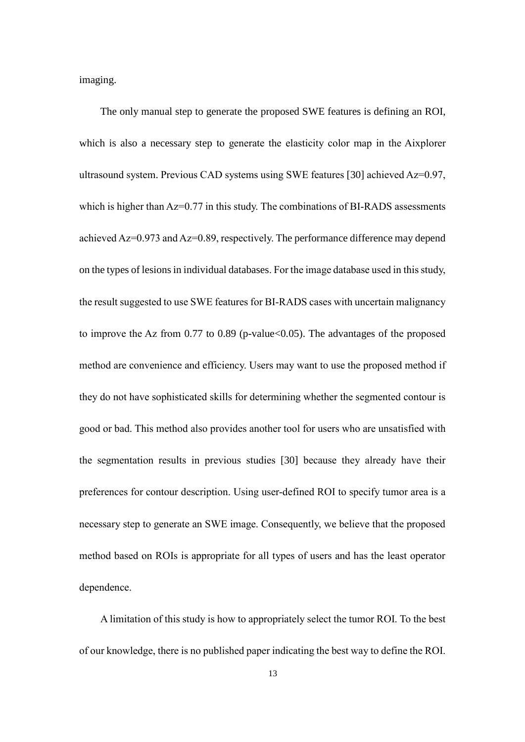imaging.

The only manual step to generate the proposed SWE features is defining an ROI, which is also a necessary step to generate the elasticity color map in the Aixplorer ultrasound system. Previous CAD systems using SWE features [30] achieved Az=0.97, which is higher than Az=0.77 in this study. The combinations of BI-RADS assessments achieved Az=0.973 and Az=0.89, respectively. The performance difference may depend on the types of lesions in individual databases. For the image database used in this study, the result suggested to use SWE features for BI-RADS cases with uncertain malignancy to improve the Az from 0.77 to 0.89 (p-value<0.05). The advantages of the proposed method are convenience and efficiency. Users may want to use the proposed method if they do not have sophisticated skills for determining whether the segmented contour is good or bad. This method also provides another tool for users who are unsatisfied with the segmentation results in previous studies [30] because they already have their preferences for contour description. Using user-defined ROI to specify tumor area is a necessary step to generate an SWE image. Consequently, we believe that the proposed method based on ROIs is appropriate for all types of users and has the least operator dependence.

A limitation of this study is how to appropriately select the tumor ROI. To the best of our knowledge, there is no published paper indicating the best way to define the ROI.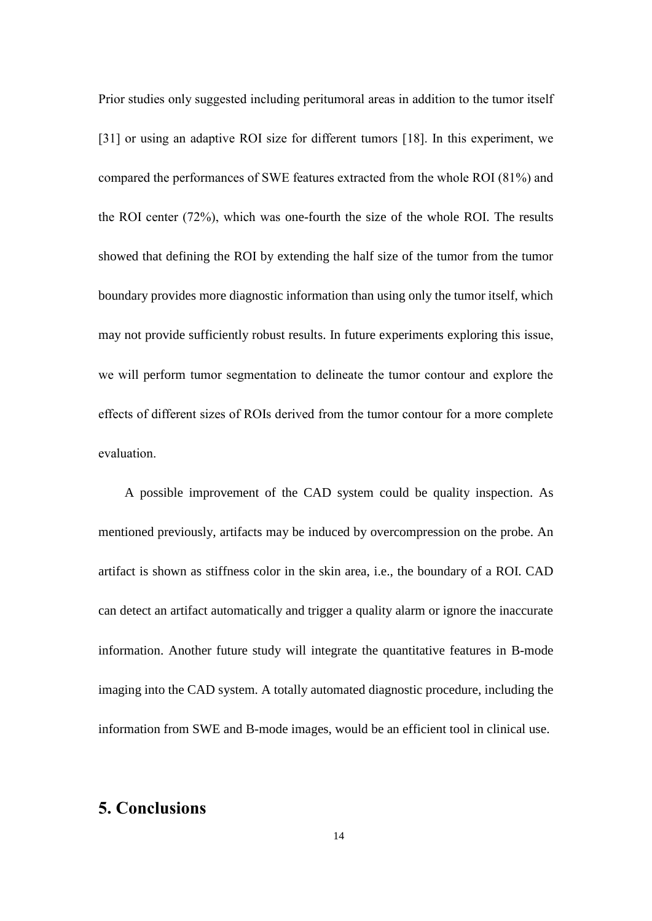Prior studies only suggested including peritumoral areas in addition to the tumor itself [31] or using an adaptive ROI size for different tumors [18]. In this experiment, we compared the performances of SWE features extracted from the whole ROI (81%) and the ROI center (72%), which was one-fourth the size of the whole ROI. The results showed that defining the ROI by extending the half size of the tumor from the tumor boundary provides more diagnostic information than using only the tumor itself, which may not provide sufficiently robust results. In future experiments exploring this issue, we will perform tumor segmentation to delineate the tumor contour and explore the effects of different sizes of ROIs derived from the tumor contour for a more complete evaluation.

A possible improvement of the CAD system could be quality inspection. As mentioned previously, artifacts may be induced by overcompression on the probe. An artifact is shown as stiffness color in the skin area, i.e., the boundary of a ROI. CAD can detect an artifact automatically and trigger a quality alarm or ignore the inaccurate information. Another future study will integrate the quantitative features in B-mode imaging into the CAD system. A totally automated diagnostic procedure, including the information from SWE and B-mode images, would be an efficient tool in clinical use.

# 5. Conclusions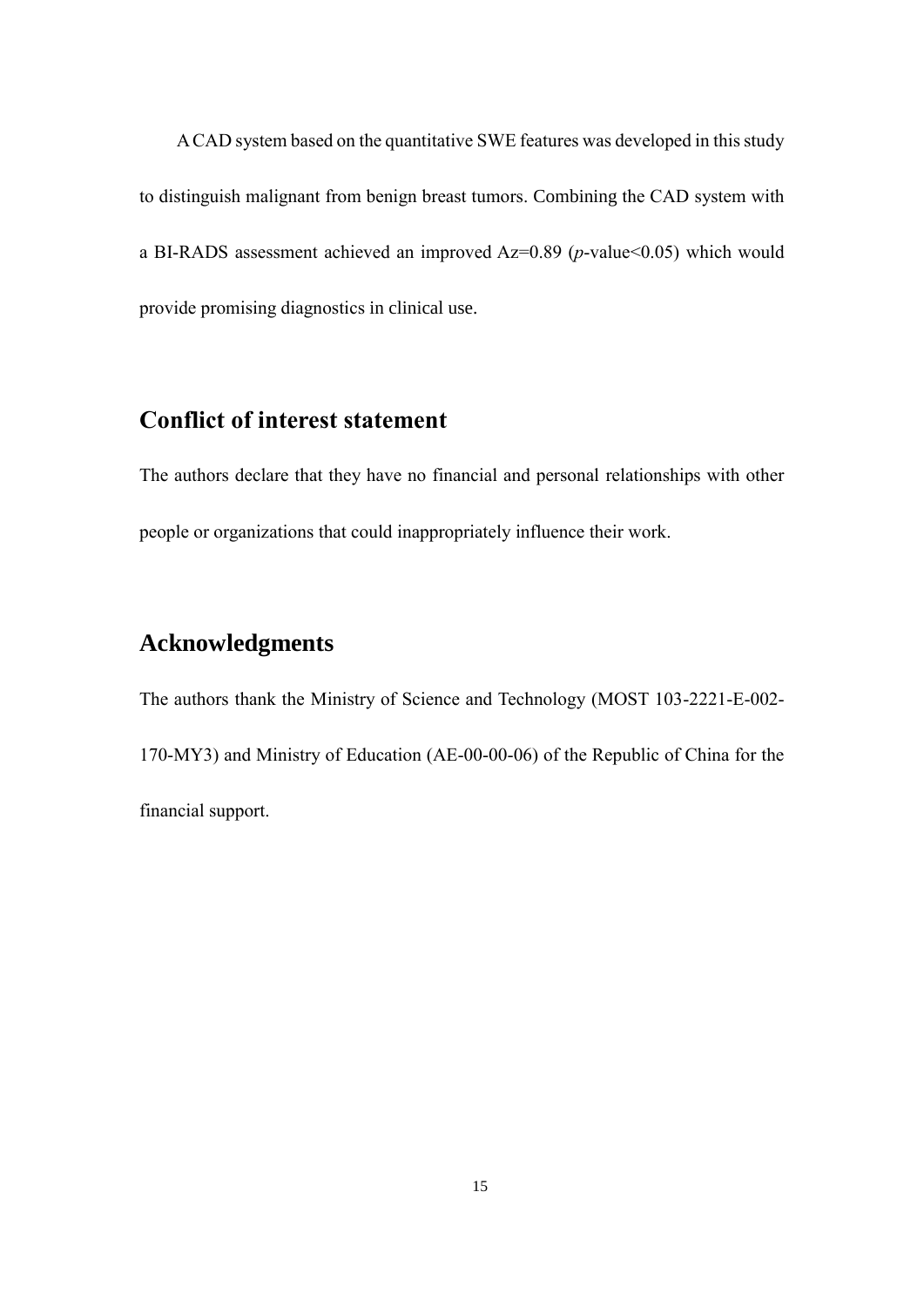A CAD system based on the quantitative SWE features was developed in this study to distinguish malignant from benign breast tumors. Combining the CAD system with a BI-RADS assessment achieved an improved Az=0.89 ($p$-value<0.05) which would provide promising diagnostics in clinical use.

## Conflict of interest statement

The authors declare that they have no financial and personal relationships with other people or organizations that could inappropriately influence their work.

## Acknowledgments

The authors thank the Ministry of Science and Technology (MOST 103-2221-E-002-170-MY3) and Ministry of Education (AE-00-00-06) of the Republic of China for the financial support.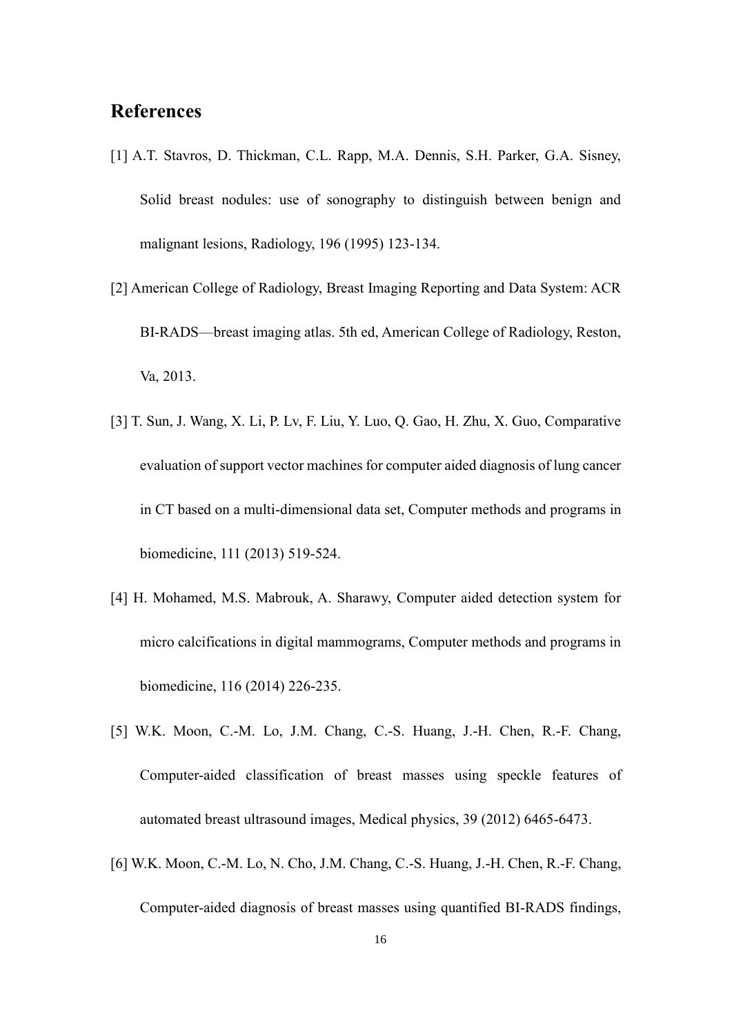## References

[1] A.T. Stavros, D. Thickman, C.L. Rapp, M.A. Dennis, S.H. Parker, G.A. Sisney, Solid breast nodules: use of sonography to distinguish between benign and malignant lesions, Radiology, 196 (1995) 123-134.

[2] American College of Radiology, Breast Imaging Reporting and Data System: ACR BI-RADS—breast imaging atlas. 5th ed, American College of Radiology, Reston, Va, 2013.

[3] T. Sun, J. Wang, X. Li, P. Lv, F. Liu, Y. Luo, Q. Gao, H. Zhu, X. Guo, Comparative evaluation of support vector machines for computer aided diagnosis of lung cancer in CT based on a multi-dimensional data set, Computer methods and programs in biomedicine, 111 (2013) 519-524.

[4] H. Mohamed, M.S. Mabrouk, A. Sharawy, Computer aided detection system for micro calcifications in digital mammograms, Computer methods and programs in biomedicine, 116 (2014) 226-235.

[5] W.K. Moon, C.-M. Lo, J.M. Chang, C.-S. Huang, J.-H. Chen, R.-F. Chang, Computer-aided classification of breast masses using speckle features of automated breast ultrasound images, Medical physics, 39 (2012) 6465-6473.

[6] W.K. Moon, C.-M. Lo, N. Cho, J.M. Chang, C.-S. Huang, J.-H. Chen, R.-F. Chang, Computer-aided diagnosis of breast masses using quantified BI-RADS findings,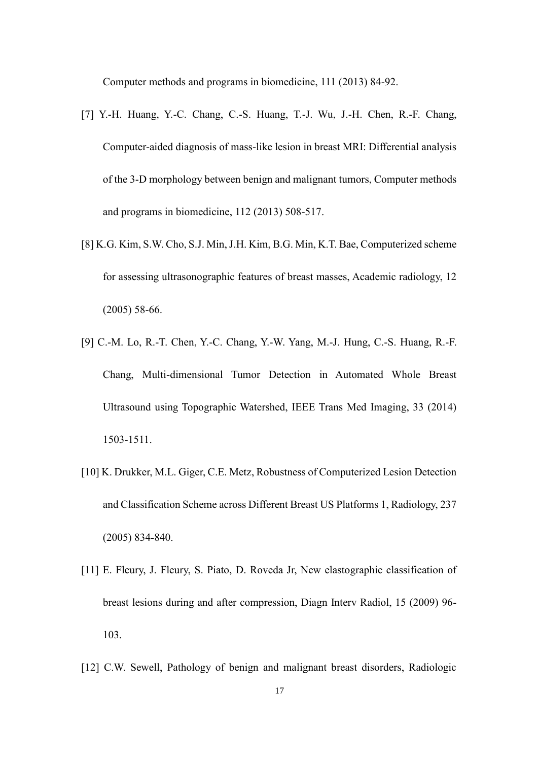Computer methods and programs in biomedicine, 111 (2013) 84-92.

[7] Y.-H. Huang, Y.-C. Chang, C.-S. Huang, T.-J. Wu, J.-H. Chen, R.-F. Chang, Computer-aided diagnosis of mass-like lesion in breast MRI: Differential analysis of the 3-D morphology between benign and malignant tumors, Computer methods and programs in biomedicine, 112 (2013) 508-517.

[8] K.G. Kim, S.W. Cho, S.J. Min, J.H. Kim, B.G. Min, K.T. Bae, Computerized scheme for assessing ultrasonographic features of breast masses, Academic radiology, 12 (2005) 58-66.

[9] C.-M. Lo, R.-T. Chen, Y.-C. Chang, Y.-W. Yang, M.-J. Hung, C.-S. Huang, R.-F. Chang, Multi-dimensional Tumor Detection in Automated Whole Breast Ultrasound using Topographic Watershed, IEEE Trans Med Imaging, 33 (2014) 1503-1511.

[10] K. Drukker, M.L. Giger, C.E. Metz, Robustness of Computerized Lesion Detection and Classification Scheme across Different Breast US Platforms 1, Radiology, 237 (2005) 834-840.

[11] E. Fleury, J. Fleury, S. Piato, D. Roveda Jr, New elastographic classification of breast lesions during and after compression, Diagn Interv Radiol, 15 (2009) 96-103.

[12] C.W. Sewell, Pathology of benign and malignant breast disorders, Radiologic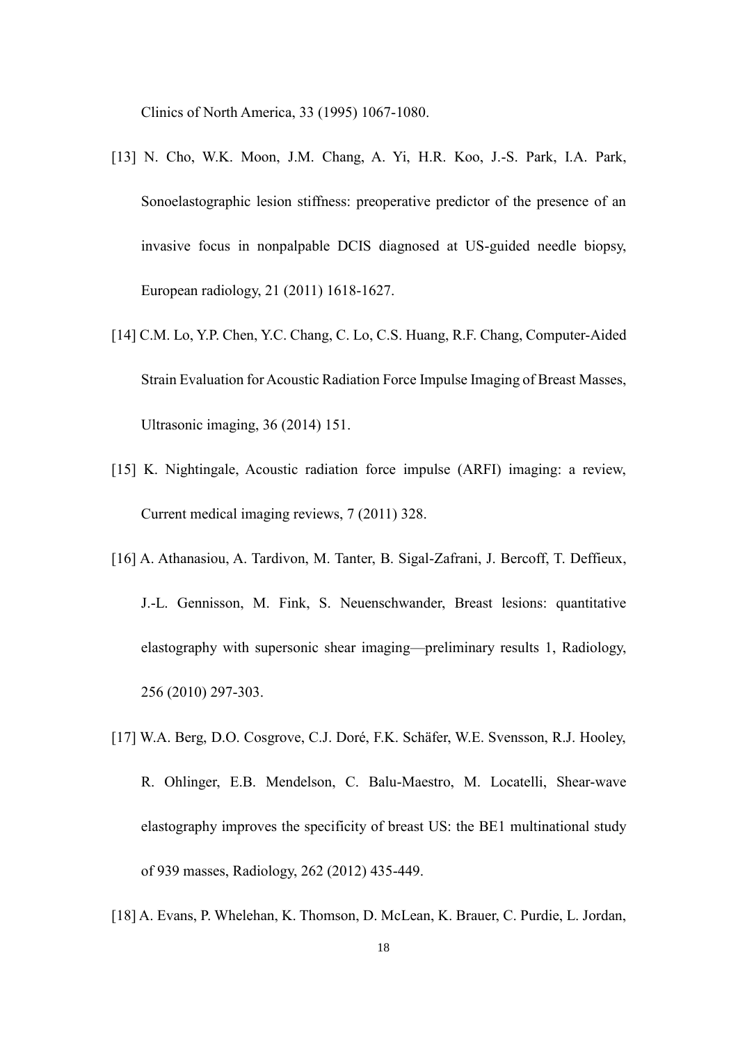Clinics of North America, 33 (1995) 1067-1080.

[13] N. Cho, W.K. Moon, J.M. Chang, A. Yi, H.R. Koo, J.-S. Park, I.A. Park, Sonoelastographic lesion stiffness: preoperative predictor of the presence of an invasive focus in nonpalpable DCIS diagnosed at US-guided needle biopsy, European radiology, 21 (2011) 1618-1627.

[14] C.M. Lo, Y.P. Chen, Y.C. Chang, C. Lo, C.S. Huang, R.F. Chang, Computer-Aided Strain Evaluation for Acoustic Radiation Force Impulse Imaging of Breast Masses, Ultrasonic imaging, 36 (2014) 151.

[15] K. Nightingale, Acoustic radiation force impulse (ARFI) imaging: a review, Current medical imaging reviews, 7 (2011) 328.

[16] A. Athanasiou, A. Tardivon, M. Tanter, B. Sigal-Zafrani, J. Bercoff, T. Deffieux, J.-L. Gennisson, M. Fink, S. Neuenschwander, Breast lesions: quantitative elastography with supersonic shear imaging—preliminary results 1, Radiology, 256 (2010) 297-303.

[17] W.A. Berg, D.O. Cosgrove, C.J. Doré, F.K. Schäfer, W.E. Svensson, R.J. Hooley, R. Ohlinger, E.B. Mendelson, C. Balu-Maestro, M. Locatelli, Shear-wave elastography improves the specificity of breast US: the BE1 multinational study of 939 masses, Radiology, 262 (2012) 435-449.

[18] A. Evans, P. Whelehan, K. Thomson, D. McLean, K. Brauer, C. Purdie, L. Jordan,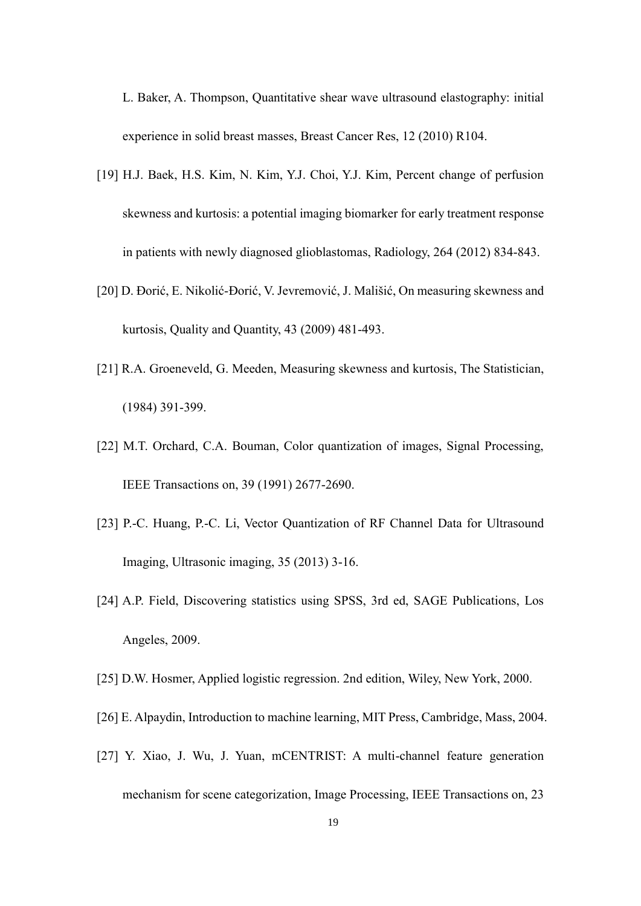L. Baker, A. Thompson, Quantitative shear wave ultrasound elastography: initial experience in solid breast masses, Breast Cancer Res, 12 (2010) R104.

[19] H.J. Baek, H.S. Kim, N. Kim, Y.J. Choi, Y.J. Kim, Percent change of perfusion skewness and kurtosis: a potential imaging biomarker for early treatment response in patients with newly diagnosed glioblastomas, Radiology, 264 (2012) 834-843.

[20] D. Đorić, E. Nikolić-Đorić, V. Jevremović, J. Mališić, On measuring skewness and kurtosis, Quality and Quantity, 43 (2009) 481-493.

[21] R.A. Groeneveld, G. Meeden, Measuring skewness and kurtosis, The Statistician, (1984) 391-399.

[22] M.T. Orchard, C.A. Bouman, Color quantization of images, Signal Processing, IEEE Transactions on, 39 (1991) 2677-2690.

[23] P.-C. Huang, P.-C. Li, Vector Quantization of RF Channel Data for Ultrasound Imaging, Ultrasonic imaging, 35 (2013) 3-16.

[24] A.P. Field, Discovering statistics using SPSS, 3rd ed, SAGE Publications, Los Angeles, 2009.

[25] D.W. Hosmer, Applied logistic regression. 2nd edition, Wiley, New York, 2000.

[26] E. Alpaydin, Introduction to machine learning, MIT Press, Cambridge, Mass, 2004.

[27] Y. Xiao, J. Wu, J. Yuan, mCENTRIST: A multi-channel feature generation mechanism for scene categorization, Image Processing, IEEE Transactions on, 23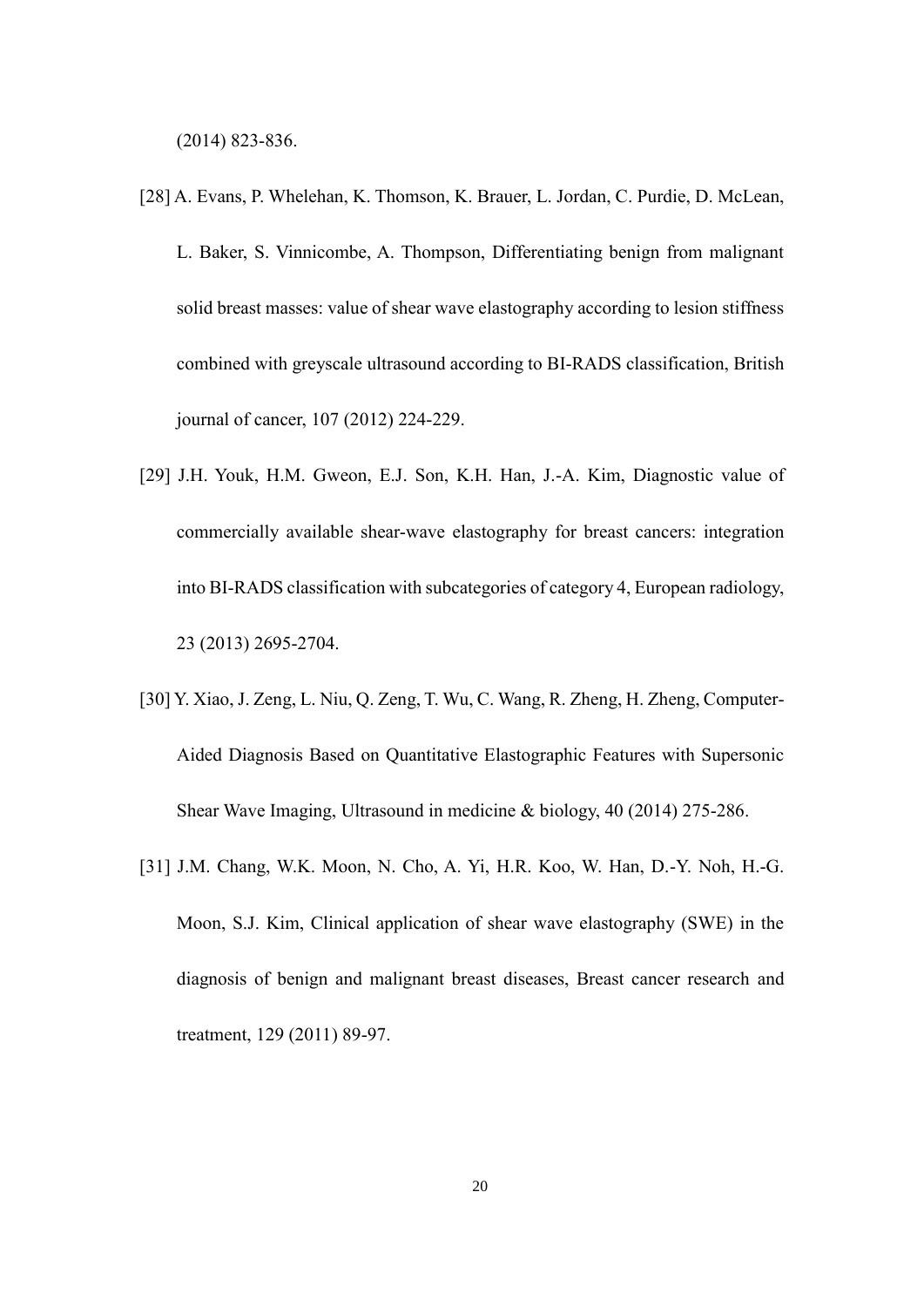(2014) 823-836.

[28] A. Evans, P. Whelehan, K. Thomson, K. Brauer, L. Jordan, C. Purdie, D. McLean, L. Baker, S. Vinnicombe, A. Thompson, Differentiating benign from malignant solid breast masses: value of shear wave elastography according to lesion stiffness combined with greyscale ultrasound according to BI-RADS classification, British journal of cancer, 107 (2012) 224-229.

[29] J.H. Youk, H.M. Gweon, E.J. Son, K.H. Han, J.-A. Kim, Diagnostic value of commercially available shear-wave elastography for breast cancers: integration into BI-RADS classification with subcategories of category 4, European radiology, 23 (2013) 2695-2704.

[30] Y. Xiao, J. Zeng, L. Niu, Q. Zeng, T. Wu, C. Wang, R. Zheng, H. Zheng, Computer-Aided Diagnosis Based on Quantitative Elastographic Features with Supersonic Shear Wave Imaging, Ultrasound in medicine & biology, 40 (2014) 275-286.

[31] J.M. Chang, W.K. Moon, N. Cho, A. Yi, H.R. Koo, W. Han, D.-Y. Noh, H.-G. Moon, S.J. Kim, Clinical application of shear wave elastography (SWE) in the diagnosis of benign and malignant breast diseases, Breast cancer research and treatment, 129 (2011) 89-97.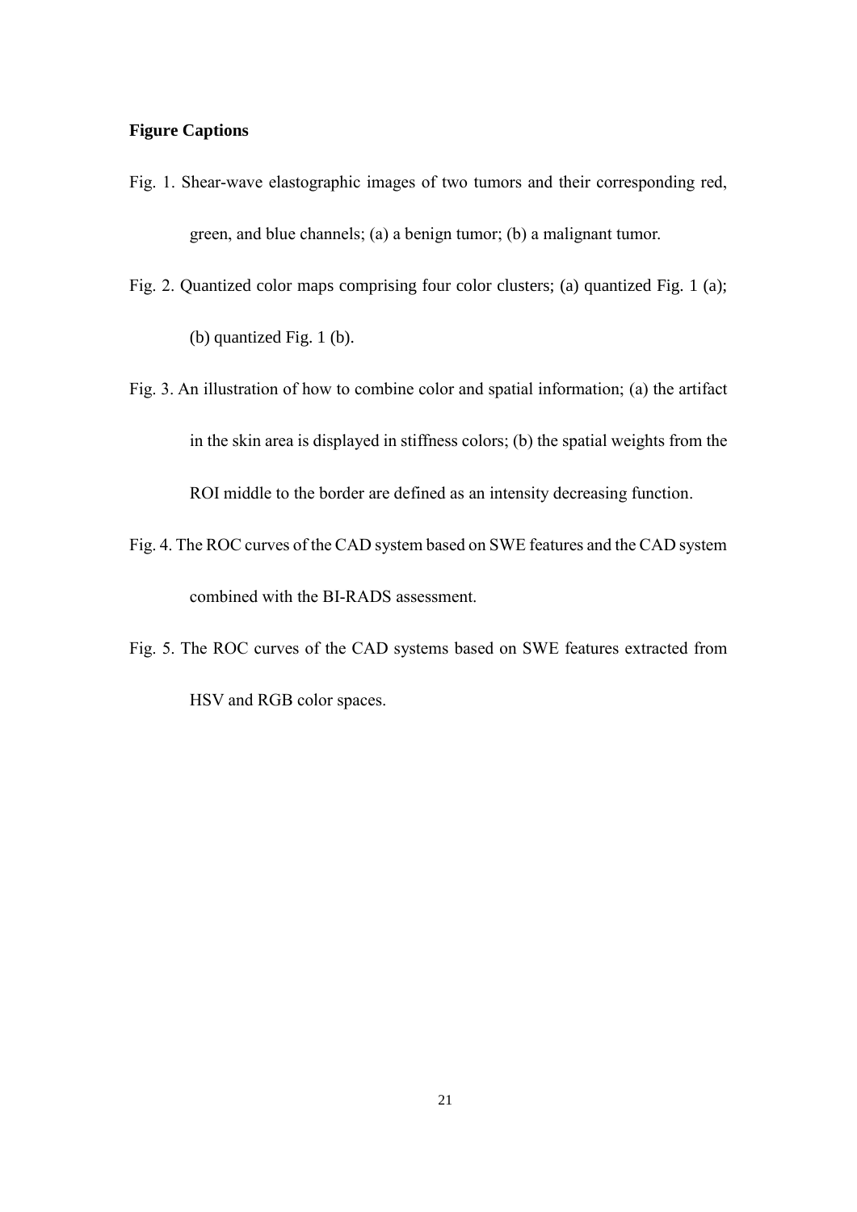**Figure Captions**

Fig. 1. Shear-wave elastographic images of two tumors and their corresponding red, green, and blue channels; (a) a benign tumor; (b) a malignant tumor.

Fig. 2. Quantized color maps comprising four color clusters; (a) quantized Fig. 1 (a); (b) quantized Fig. 1 (b).

Fig. 3. An illustration of how to combine color and spatial information; (a) the artifact in the skin area is displayed in stiffness colors; (b) the spatial weights from the ROI middle to the border are defined as an intensity decreasing function.

Fig. 4. The ROC curves of the CAD system based on SWE features and the CAD system combined with the BI-RADS assessment.

Fig. 5. The ROC curves of the CAD systems based on SWE features extracted from HSV and RGB color spaces.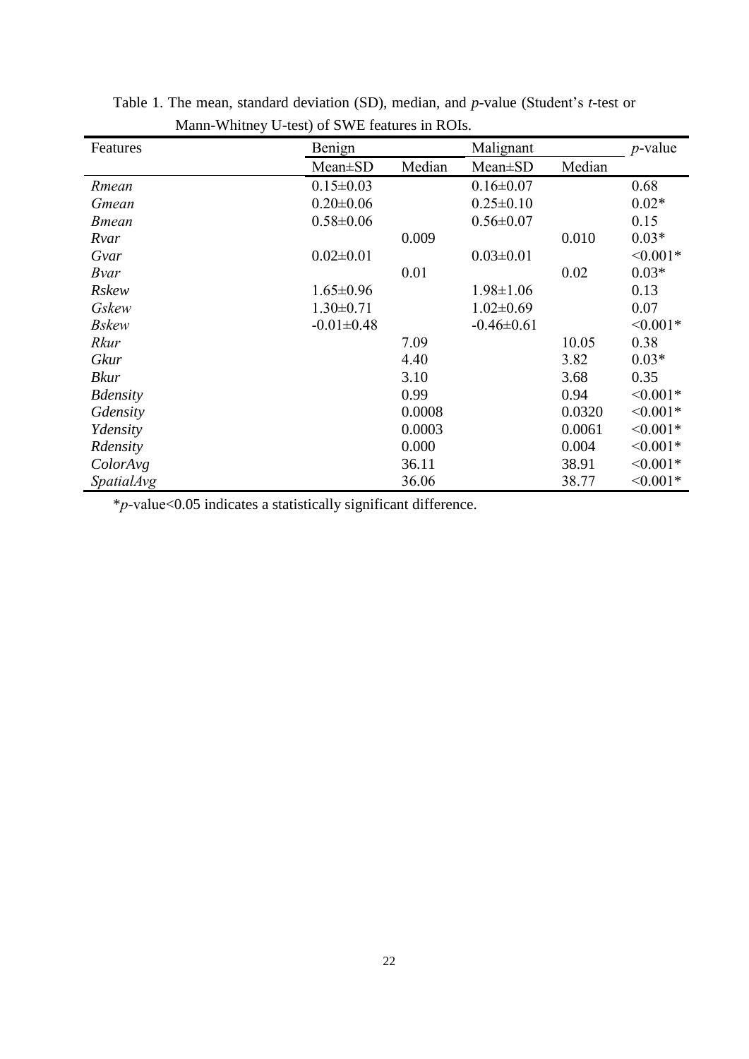Table 1. The mean, standard deviation (SD), median, and *p*-value (Student's *t*-test or Mann-Whitney U-test) of SWE features in ROIs.

| Features | Benign | | Malignant | | *p*-value |
|---|---|---|---|---|---|
| | Mean±SD | Median | Mean±SD | Median | |
| *Rmean* | 0.15±0.03 | | 0.16±0.07 | | 0.68 |
| *Gmean* | 0.20±0.06 | | 0.25±0.10 | | 0.02* |
| *Bmean* | 0.58±0.06 | | 0.56±0.07 | | 0.15 |
| *Rvar* | | 0.009 | | 0.010 | 0.03* |
| *Gvar* | 0.02±0.01 | | 0.03±0.01 | | <0.001* |
| *Bvar* | | 0.01 | | 0.02 | 0.03* |
| *Rskew* | 1.65±0.96 | | 1.98±1.06 | | 0.13 |
| *Gskew* | 1.30±0.71 | | 1.02±0.69 | | 0.07 |
| *Bskew* | -0.01±0.48 | | -0.46±0.61 | | <0.001* |
| *Rkur* | | 7.09 | | 10.05 | 0.38 |
| *Gkur* | | 4.40 | | 3.82 | 0.03* |
| *Bkur* | | 3.10 | | 3.68 | 0.35 |
| *Bdensity* | | 0.99 | | 0.94 | <0.001* |
| *Gdensity* | | 0.0008 | | 0.0320 | <0.001* |
| *Ydensity* | | 0.0003 | | 0.0061 | <0.001* |
| *Rdensity* | | 0.000 | | 0.004 | <0.001* |
| *ColorAvg* | | 36.11 | | 38.91 | <0.001* |
| *SpatialAvg* | | 36.06 | | 38.77 | <0.001* |

*$p$-value<0.05 indicates a statistically significant difference.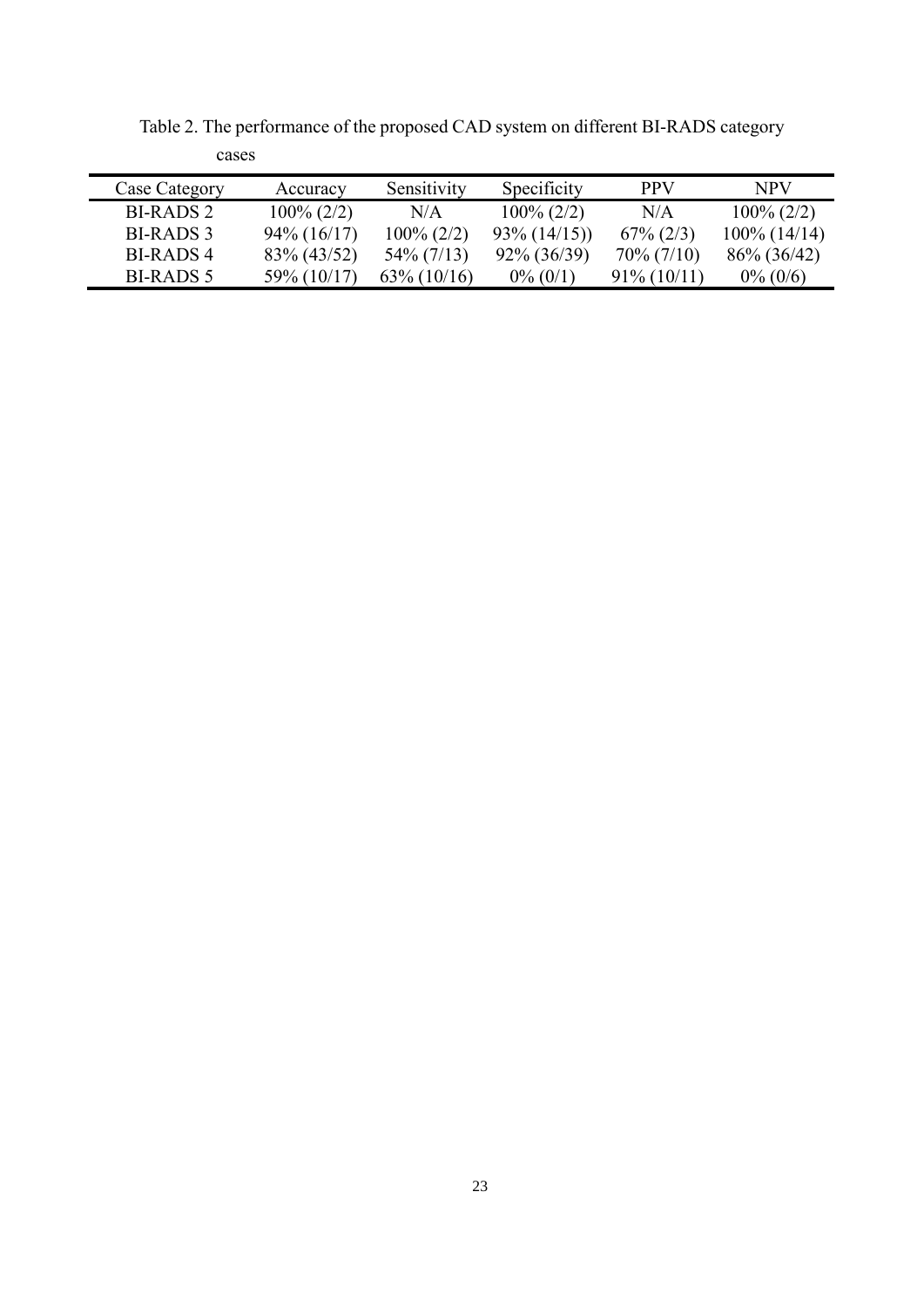Table 2. The performance of the proposed CAD system on different BI-RADS category cases

| Case Category | Accuracy | Sensitivity | Specificity | PPV | NPV |
|---|---|---|---|---|---|
| BI-RADS 2 | 100% (2/2) | N/A | 100% (2/2) | N/A | 100% (2/2) |
| BI-RADS 3 | 94% (16/17) | 100% (2/2) | 93% (14/15)) | 67% (2/3) | 100% (14/14) |
| BI-RADS 4 | 83% (43/52) | 54% (7/13) | 92% (36/39) | 70% (7/10) | 86% (36/42) |
| BI-RADS 5 | 59% (10/17) | 63% (10/16) | 0% (0/1) | 91% (10/11) | 0% (0/6) |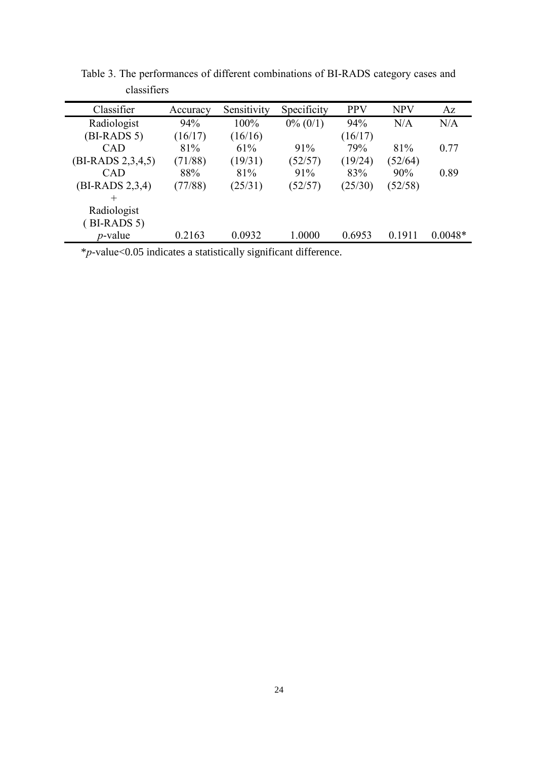Table 3. The performances of different combinations of BI-RADS category cases and classifiers

| Classifier | Accuracy | Sensitivity | Specificity | PPV | NPV | Az |
|---|---|---|---|---|---|---|
| Radiologist (BI-RADS 5) | 94% (16/17) | 100% (16/16) | 0% (0/1) | 94% (16/17) | N/A | N/A |
| CAD (BI-RADS 2,3,4,5) | 81% (71/88) | 61% (19/31) | 91% (52/57) | 79% (19/24) | 81% (52/64) | 0.77 |
| CAD (BI-RADS 2,3,4) + Radiologist ( BI-RADS 5) | 88% (77/88) | 81% (25/31) | 91% (52/57) | 83% (25/30) | 90% (52/58) | 0.89 |
| *p*-value | 0.2163 | 0.0932 | 1.0000 | 0.6953 | 0.1911 | 0.0048* |

*$p$-value<0.05 indicates a statistically significant difference.